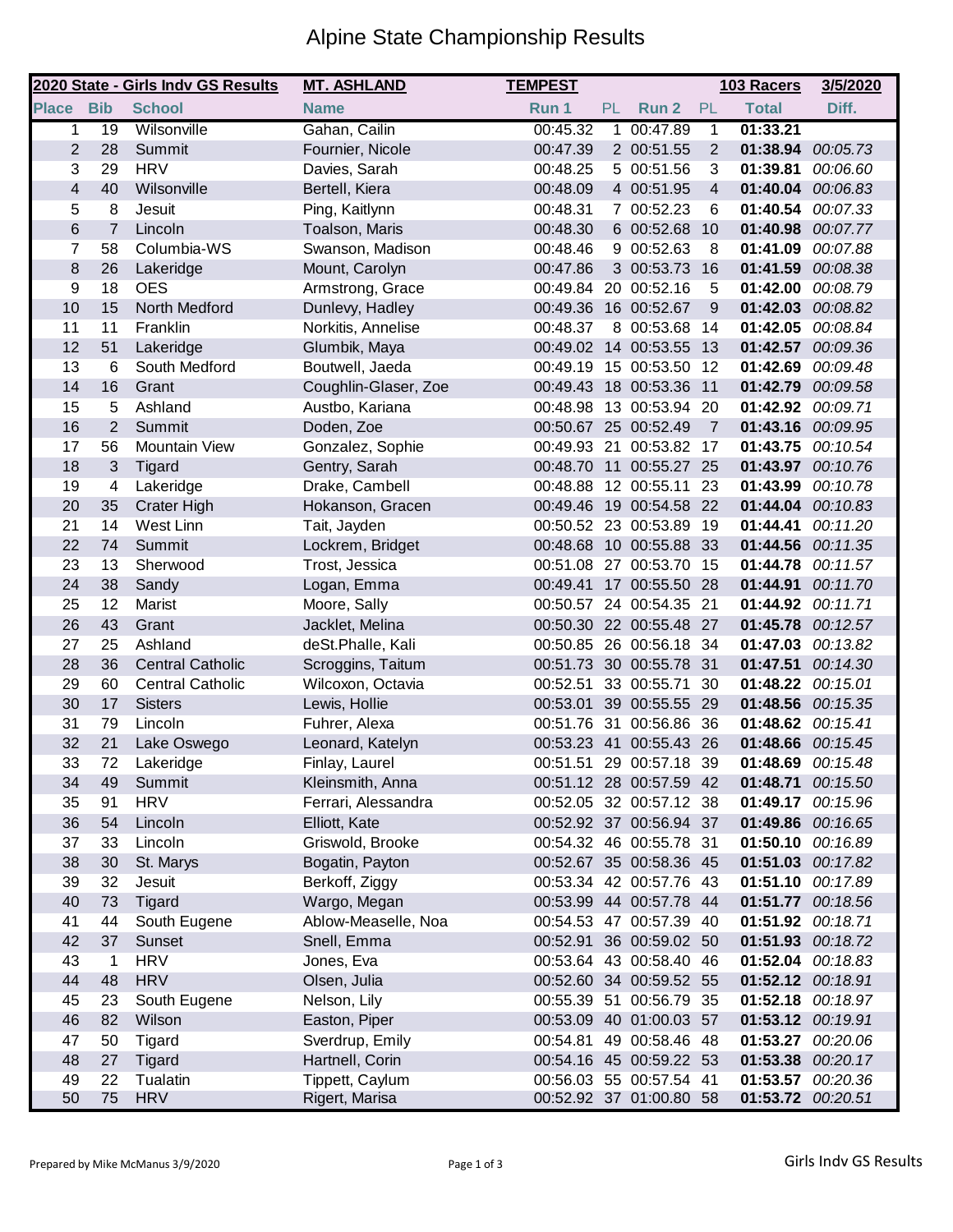# Alpine State Championship Results

| 2020 State - Girls Indv GS Results | | | MT. ASHLAND | TEMPEST | | | | 103 Racers | 3/5/2020 |
|---|---|---|---|---|---|---|---|---|---|
| **Place** | **Bib** | **School** | **Name** | **Run 1** | **PL** | **Run 2** | **PL** | **Total** | **Diff.** |
| 1 | 19 | Wilsonville | Gahan, Cailin | 00:45.32 | 1 | 00:47.89 | 1 | **01:33.21** | |
| 2 | 28 | Summit | Fournier, Nicole | 00:47.39 | 2 | 00:51.55 | 2 | **01:38.94** | *00:05.73* |
| 3 | 29 | HRV | Davies, Sarah | 00:48.25 | 5 | 00:51.56 | 3 | **01:39.81** | *00:06.60* |
| 4 | 40 | Wilsonville | Bertell, Kiera | 00:48.09 | 4 | 00:51.95 | 4 | **01:40.04** | *00:06.83* |
| 5 | 8 | Jesuit | Ping, Kaitlynn | 00:48.31 | 7 | 00:52.23 | 6 | **01:40.54** | *00:07.33* |
| 6 | 7 | Lincoln | Toalson, Maris | 00:48.30 | 6 | 00:52.68 | 10 | **01:40.98** | *00:07.77* |
| 7 | 58 | Columbia-WS | Swanson, Madison | 00:48.46 | 9 | 00:52.63 | 8 | **01:41.09** | *00:07.88* |
| 8 | 26 | Lakeridge | Mount, Carolyn | 00:47.86 | 3 | 00:53.73 | 16 | **01:41.59** | *00:08.38* |
| 9 | 18 | OES | Armstrong, Grace | 00:49.84 | 20 | 00:52.16 | 5 | **01:42.00** | *00:08.79* |
| 10 | 15 | North Medford | Dunlevy, Hadley | 00:49.36 | 16 | 00:52.67 | 9 | **01:42.03** | *00:08.82* |
| 11 | 11 | Franklin | Norkitis, Annelise | 00:48.37 | 8 | 00:53.68 | 14 | **01:42.05** | *00:08.84* |
| 12 | 51 | Lakeridge | Glumbik, Maya | 00:49.02 | 14 | 00:53.55 | 13 | **01:42.57** | *00:09.36* |
| 13 | 6 | South Medford | Boutwell, Jaeda | 00:49.19 | 15 | 00:53.50 | 12 | **01:42.69** | *00:09.48* |
| 14 | 16 | Grant | Coughlin-Glaser, Zoe | 00:49.43 | 18 | 00:53.36 | 11 | **01:42.79** | *00:09.58* |
| 15 | 5 | Ashland | Austbo, Kariana | 00:48.98 | 13 | 00:53.94 | 20 | **01:42.92** | *00:09.71* |
| 16 | 2 | Summit | Doden, Zoe | 00:50.67 | 25 | 00:52.49 | 7 | **01:43.16** | *00:09.95* |
| 17 | 56 | Mountain View | Gonzalez, Sophie | 00:49.93 | 21 | 00:53.82 | 17 | **01:43.75** | *00:10.54* |
| 18 | 3 | Tigard | Gentry, Sarah | 00:48.70 | 11 | 00:55.27 | 25 | **01:43.97** | *00:10.76* |
| 19 | 4 | Lakeridge | Drake, Cambell | 00:48.88 | 12 | 00:55.11 | 23 | **01:43.99** | *00:10.78* |
| 20 | 35 | Crater High | Hokanson, Gracen | 00:49.46 | 19 | 00:54.58 | 22 | **01:44.04** | *00:10.83* |
| 21 | 14 | West Linn | Tait, Jayden | 00:50.52 | 23 | 00:53.89 | 19 | **01:44.41** | *00:11.20* |
| 22 | 74 | Summit | Lockrem, Bridget | 00:48.68 | 10 | 00:55.88 | 33 | **01:44.56** | *00:11.35* |
| 23 | 13 | Sherwood | Trost, Jessica | 00:51.08 | 27 | 00:53.70 | 15 | **01:44.78** | *00:11.57* |
| 24 | 38 | Sandy | Logan, Emma | 00:49.41 | 17 | 00:55.50 | 28 | **01:44.91** | *00:11.70* |
| 25 | 12 | Marist | Moore, Sally | 00:50.57 | 24 | 00:54.35 | 21 | **01:44.92** | *00:11.71* |
| 26 | 43 | Grant | Jacklet, Melina | 00:50.30 | 22 | 00:55.48 | 27 | **01:45.78** | *00:12.57* |
| 27 | 25 | Ashland | deSt.Phalle, Kali | 00:50.85 | 26 | 00:56.18 | 34 | **01:47.03** | *00:13.82* |
| 28 | 36 | Central Catholic | Scroggins, Taitum | 00:51.73 | 30 | 00:55.78 | 31 | **01:47.51** | *00:14.30* |
| 29 | 60 | Central Catholic | Wilcoxon, Octavia | 00:52.51 | 33 | 00:55.71 | 30 | **01:48.22** | *00:15.01* |
| 30 | 17 | Sisters | Lewis, Hollie | 00:53.01 | 39 | 00:55.55 | 29 | **01:48.56** | *00:15.35* |
| 31 | 79 | Lincoln | Fuhrer, Alexa | 00:51.76 | 31 | 00:56.86 | 36 | **01:48.62** | *00:15.41* |
| 32 | 21 | Lake Oswego | Leonard, Katelyn | 00:53.23 | 41 | 00:55.43 | 26 | **01:48.66** | *00:15.45* |
| 33 | 72 | Lakeridge | Finlay, Laurel | 00:51.51 | 29 | 00:57.18 | 39 | **01:48.69** | *00:15.48* |
| 34 | 49 | Summit | Kleinsmith, Anna | 00:51.12 | 28 | 00:57.59 | 42 | **01:48.71** | *00:15.50* |
| 35 | 91 | HRV | Ferrari, Alessandra | 00:52.05 | 32 | 00:57.12 | 38 | **01:49.17** | *00:15.96* |
| 36 | 54 | Lincoln | Elliott, Kate | 00:52.92 | 37 | 00:56.94 | 37 | **01:49.86** | *00:16.65* |
| 37 | 33 | Lincoln | Griswold, Brooke | 00:54.32 | 46 | 00:55.78 | 31 | **01:50.10** | *00:16.89* |
| 38 | 30 | St. Marys | Bogatin, Payton | 00:52.67 | 35 | 00:58.36 | 45 | **01:51.03** | *00:17.82* |
| 39 | 32 | Jesuit | Berkoff, Ziggy | 00:53.34 | 42 | 00:57.76 | 43 | **01:51.10** | *00:17.89* |
| 40 | 73 | Tigard | Wargo, Megan | 00:53.99 | 44 | 00:57.78 | 44 | **01:51.77** | *00:18.56* |
| 41 | 44 | South Eugene | Ablow-Measelle, Noa | 00:54.53 | 47 | 00:57.39 | 40 | **01:51.92** | *00:18.71* |
| 42 | 37 | Sunset | Snell, Emma | 00:52.91 | 36 | 00:59.02 | 50 | **01:51.93** | *00:18.72* |
| 43 | 1 | HRV | Jones, Eva | 00:53.64 | 43 | 00:58.40 | 46 | **01:52.04** | *00:18.83* |
| 44 | 48 | HRV | Olsen, Julia | 00:52.60 | 34 | 00:59.52 | 55 | **01:52.12** | *00:18.91* |
| 45 | 23 | South Eugene | Nelson, Lily | 00:55.39 | 51 | 00:56.79 | 35 | **01:52.18** | *00:18.97* |
| 46 | 82 | Wilson | Easton, Piper | 00:53.09 | 40 | 01:00.03 | 57 | **01:53.12** | *00:19.91* |
| 47 | 50 | Tigard | Sverdrup, Emily | 00:54.81 | 49 | 00:58.46 | 48 | **01:53.27** | *00:20.06* |
| 48 | 27 | Tigard | Hartnell, Corin | 00:54.16 | 45 | 00:59.22 | 53 | **01:53.38** | *00:20.17* |
| 49 | 22 | Tualatin | Tippett, Caylum | 00:56.03 | 55 | 00:57.54 | 41 | **01:53.57** | *00:20.36* |
| 50 | 75 | HRV | Rigert, Marisa | 00:52.92 | 37 | 01:00.80 | 58 | **01:53.72** | *00:20.51* |

Prepared by Mike McManus 3/9/2020

Girls Indv GS Results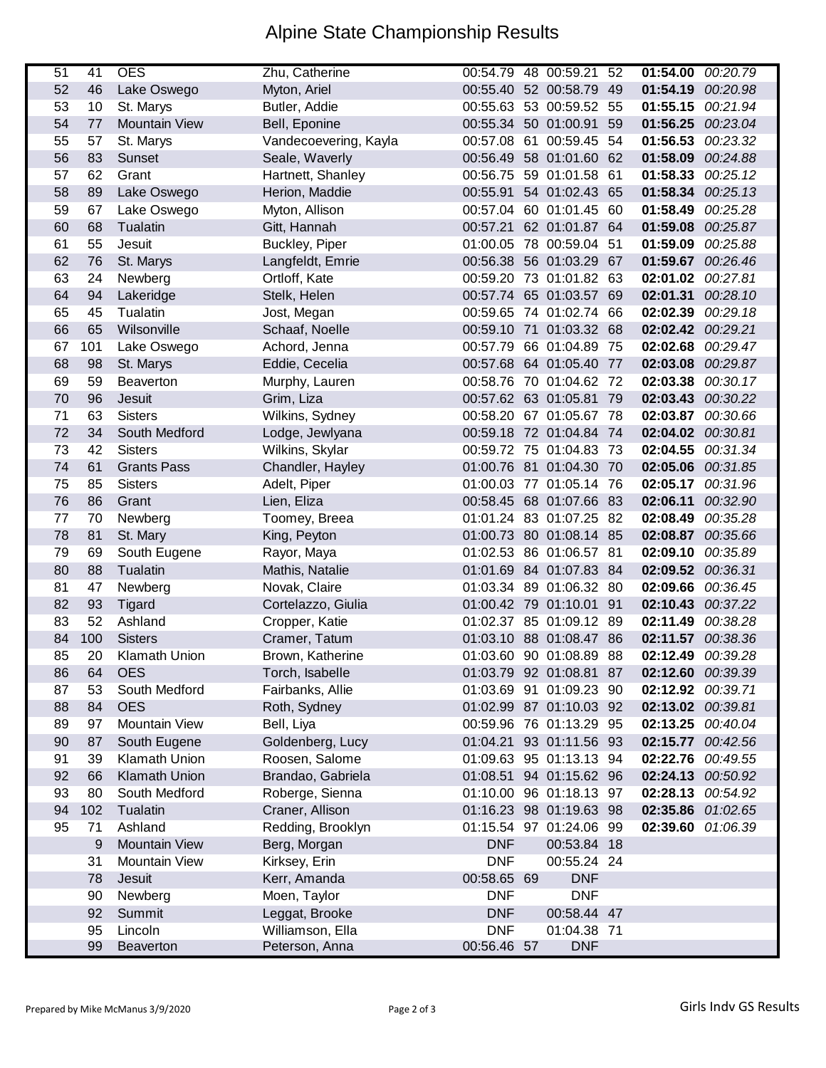# Alpine State Championship Results

| | | | | | | | | | |
|---|---|---|---|---|---|---|---|---|---|
| 51 | 41 | OES | Zhu, Catherine | 00:54.79 | 48 | 00:59.21 | 52 | **01:54.00** | *00:20.79* |
| 52 | 46 | Lake Oswego | Myton, Ariel | 00:55.40 | 52 | 00:58.79 | 49 | **01:54.19** | *00:20.98* |
| 53 | 10 | St. Marys | Butler, Addie | 00:55.63 | 53 | 00:59.52 | 55 | **01:55.15** | *00:21.94* |
| 54 | 77 | Mountain View | Bell, Eponine | 00:55.34 | 50 | 01:00.91 | 59 | **01:56.25** | *00:23.04* |
| 55 | 57 | St. Marys | Vandecoevering, Kayla | 00:57.08 | 61 | 00:59.45 | 54 | **01:56.53** | *00:23.32* |
| 56 | 83 | Sunset | Seale, Waverly | 00:56.49 | 58 | 01:01.60 | 62 | **01:58.09** | *00:24.88* |
| 57 | 62 | Grant | Hartnett, Shanley | 00:56.75 | 59 | 01:01.58 | 61 | **01:58.33** | *00:25.12* |
| 58 | 89 | Lake Oswego | Herion, Maddie | 00:55.91 | 54 | 01:02.43 | 65 | **01:58.34** | *00:25.13* |
| 59 | 67 | Lake Oswego | Myton, Allison | 00:57.04 | 60 | 01:01.45 | 60 | **01:58.49** | *00:25.28* |
| 60 | 68 | Tualatin | Gitt, Hannah | 00:57.21 | 62 | 01:01.87 | 64 | **01:59.08** | *00:25.87* |
| 61 | 55 | Jesuit | Buckley, Piper | 01:00.05 | 78 | 00:59.04 | 51 | **01:59.09** | *00:25.88* |
| 62 | 76 | St. Marys | Langfeldt, Emrie | 00:56.38 | 56 | 01:03.29 | 67 | **01:59.67** | *00:26.46* |
| 63 | 24 | Newberg | Ortloff, Kate | 00:59.20 | 73 | 01:01.82 | 63 | **02:01.02** | *00:27.81* |
| 64 | 94 | Lakeridge | Stelk, Helen | 00:57.74 | 65 | 01:03.57 | 69 | **02:01.31** | *00:28.10* |
| 65 | 45 | Tualatin | Jost, Megan | 00:59.65 | 74 | 01:02.74 | 66 | **02:02.39** | *00:29.18* |
| 66 | 65 | Wilsonville | Schaaf, Noelle | 00:59.10 | 71 | 01:03.32 | 68 | **02:02.42** | *00:29.21* |
| 67 | 101 | Lake Oswego | Achord, Jenna | 00:57.79 | 66 | 01:04.89 | 75 | **02:02.68** | *00:29.47* |
| 68 | 98 | St. Marys | Eddie, Cecelia | 00:57.68 | 64 | 01:05.40 | 77 | **02:03.08** | *00:29.87* |
| 69 | 59 | Beaverton | Murphy, Lauren | 00:58.76 | 70 | 01:04.62 | 72 | **02:03.38** | *00:30.17* |
| 70 | 96 | Jesuit | Grim, Liza | 00:57.62 | 63 | 01:05.81 | 79 | **02:03.43** | *00:30.22* |
| 71 | 63 | Sisters | Wilkins, Sydney | 00:58.20 | 67 | 01:05.67 | 78 | **02:03.87** | *00:30.66* |
| 72 | 34 | South Medford | Lodge, Jewlyana | 00:59.18 | 72 | 01:04.84 | 74 | **02:04.02** | *00:30.81* |
| 73 | 42 | Sisters | Wilkins, Skylar | 00:59.72 | 75 | 01:04.83 | 73 | **02:04.55** | *00:31.34* |
| 74 | 61 | Grants Pass | Chandler, Hayley | 01:00.76 | 81 | 01:04.30 | 70 | **02:05.06** | *00:31.85* |
| 75 | 85 | Sisters | Adelt, Piper | 01:00.03 | 77 | 01:05.14 | 76 | **02:05.17** | *00:31.96* |
| 76 | 86 | Grant | Lien, Eliza | 00:58.45 | 68 | 01:07.66 | 83 | **02:06.11** | *00:32.90* |
| 77 | 70 | Newberg | Toomey, Breea | 01:01.24 | 83 | 01:07.25 | 82 | **02:08.49** | *00:35.28* |
| 78 | 81 | St. Mary | King, Peyton | 01:00.73 | 80 | 01:08.14 | 85 | **02:08.87** | *00:35.66* |
| 79 | 69 | South Eugene | Rayor, Maya | 01:02.53 | 86 | 01:06.57 | 81 | **02:09.10** | *00:35.89* |
| 80 | 88 | Tualatin | Mathis, Natalie | 01:01.69 | 84 | 01:07.83 | 84 | **02:09.52** | *00:36.31* |
| 81 | 47 | Newberg | Novak, Claire | 01:03.34 | 89 | 01:06.32 | 80 | **02:09.66** | *00:36.45* |
| 82 | 93 | Tigard | Cortelazzo, Giulia | 01:00.42 | 79 | 01:10.01 | 91 | **02:10.43** | *00:37.22* |
| 83 | 52 | Ashland | Cropper, Katie | 01:02.37 | 85 | 01:09.12 | 89 | **02:11.49** | *00:38.28* |
| 84 | 100 | Sisters | Cramer, Tatum | 01:03.10 | 88 | 01:08.47 | 86 | **02:11.57** | *00:38.36* |
| 85 | 20 | Klamath Union | Brown, Katherine | 01:03.60 | 90 | 01:08.89 | 88 | **02:12.49** | *00:39.28* |
| 86 | 64 | OES | Torch, Isabelle | 01:03.79 | 92 | 01:08.81 | 87 | **02:12.60** | *00:39.39* |
| 87 | 53 | South Medford | Fairbanks, Allie | 01:03.69 | 91 | 01:09.23 | 90 | **02:12.92** | *00:39.71* |
| 88 | 84 | OES | Roth, Sydney | 01:02.99 | 87 | 01:10.03 | 92 | **02:13.02** | *00:39.81* |
| 89 | 97 | Mountain View | Bell, Liya | 00:59.96 | 76 | 01:13.29 | 95 | **02:13.25** | *00:40.04* |
| 90 | 87 | South Eugene | Goldenberg, Lucy | 01:04.21 | 93 | 01:11.56 | 93 | **02:15.77** | *00:42.56* |
| 91 | 39 | Klamath Union | Roosen, Salome | 01:09.63 | 95 | 01:13.13 | 94 | **02:22.76** | *00:49.55* |
| 92 | 66 | Klamath Union | Brandao, Gabriela | 01:08.51 | 94 | 01:15.62 | 96 | **02:24.13** | *00:50.92* |
| 93 | 80 | South Medford | Roberge, Sienna | 01:10.00 | 96 | 01:18.13 | 97 | **02:28.13** | *00:54.92* |
| 94 | 102 | Tualatin | Craner, Allison | 01:16.23 | 98 | 01:19.63 | 98 | **02:35.86** | *01:02.65* |
| 95 | 71 | Ashland | Redding, Brooklyn | 01:15.54 | 97 | 01:24.06 | 99 | **02:39.60** | *01:06.39* |
| | 9 | Mountain View | Berg, Morgan | DNF | | 00:53.84 | 18 | | |
| | 31 | Mountain View | Kirksey, Erin | DNF | | 00:55.24 | 24 | | |
| | 78 | Jesuit | Kerr, Amanda | 00:58.65 | 69 | DNF | | | |
| | 90 | Newberg | Moen, Taylor | DNF | | DNF | | | |
| | 92 | Summit | Leggat, Brooke | DNF | | 00:58.44 | 47 | | |
| | 95 | Lincoln | Williamson, Ella | DNF | | 01:04.38 | 71 | | |
| | 99 | Beaverton | Peterson, Anna | 00:56.46 | 57 | DNF | | | |

Prepared by Mike McManus 3/9/2020

Girls Indv GS Results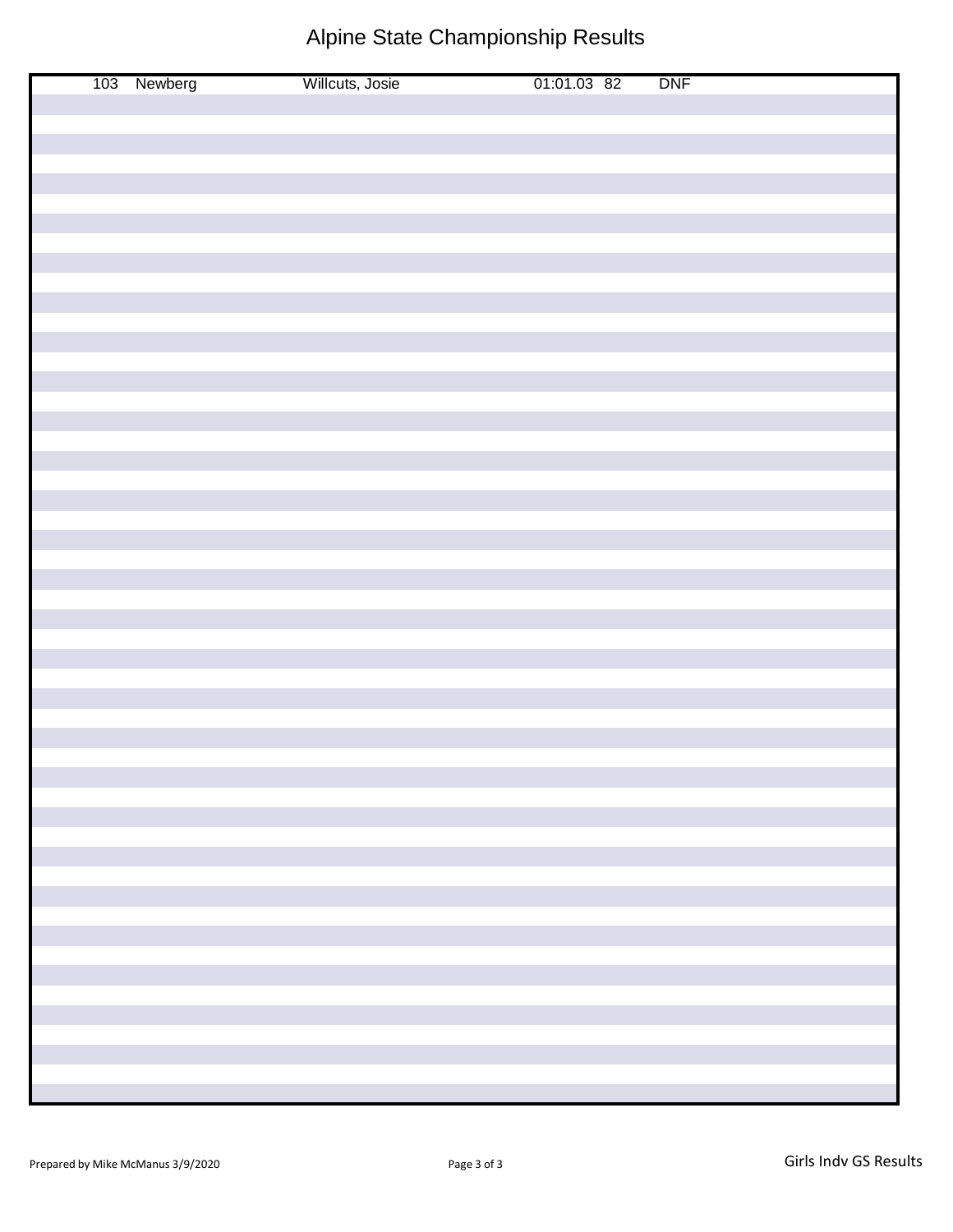# Alpine State Championship Results

| | | | | | |
|---|---|---|---|---|---|
| 103 | Newberg | Willcuts, Josie | 01:01.03 | 82 | DNF |